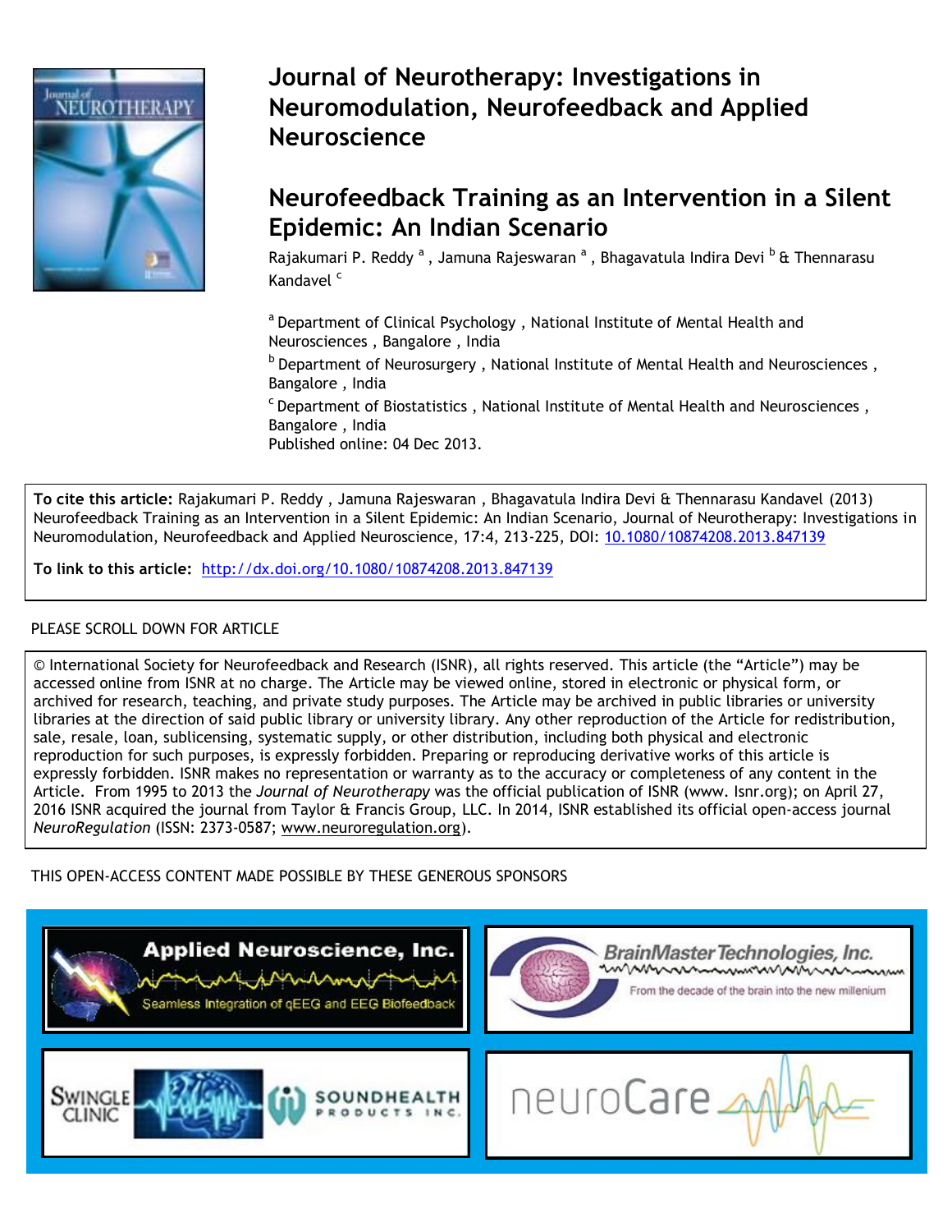# Journal of Neurotherapy: Investigations in Neuromodulation, Neurofeedback and Applied Neuroscience

## Neurofeedback Training as an Intervention in a Silent Epidemic: An Indian Scenario

Rajakumari P. Reddy [a], Jamuna Rajeswaran [a], Bhagavatula Indira Devi [b] & Thennarasu Kandavel [c]

[a] Department of Clinical Psychology, National Institute of Mental Health and Neurosciences, Bangalore, India

[b] Department of Neurosurgery, National Institute of Mental Health and Neurosciences, Bangalore, India

[c] Department of Biostatistics, National Institute of Mental Health and Neurosciences, Bangalore, India

Published online: 04 Dec 2013.

**To cite this article:** Rajakumari P. Reddy, Jamuna Rajeswaran, Bhagavatula Indira Devi & Thennarasu Kandavel (2013) Neurofeedback Training as an Intervention in a Silent Epidemic: An Indian Scenario, Journal of Neurotherapy: Investigations in Neuromodulation, Neurofeedback and Applied Neuroscience, 17:4, 213-225, DOI: 10.1080/10874208.2013.847139

**To link to this article:** http://dx.doi.org/10.1080/10874208.2013.847139

PLEASE SCROLL DOWN FOR ARTICLE

© International Society for Neurofeedback and Research (ISNR), all rights reserved. This article (the "Article") may be accessed online from ISNR at no charge. The Article may be viewed online, stored in electronic or physical form, or archived for research, teaching, and private study purposes. The Article may be archived in public libraries or university libraries at the direction of said public library or university library. Any other reproduction of the Article for redistribution, sale, resale, loan, sublicensing, systematic supply, or other distribution, including both physical and electronic reproduction for such purposes, is expressly forbidden. Preparing or reproducing derivative works of this article is expressly forbidden. ISNR makes no representation or warranty as to the accuracy or completeness of any content in the Article. From 1995 to 2013 the *Journal of Neurotherapy* was the official publication of ISNR (www. Isnr.org); on April 27, 2016 ISNR acquired the journal from Taylor & Francis Group, LLC. In 2014, ISNR established its official open-access journal *NeuroRegulation* (ISSN: 2373-0587; www.neuroregulation.org).

THIS OPEN-ACCESS CONTENT MADE POSSIBLE BY THESE GENEROUS SPONSORS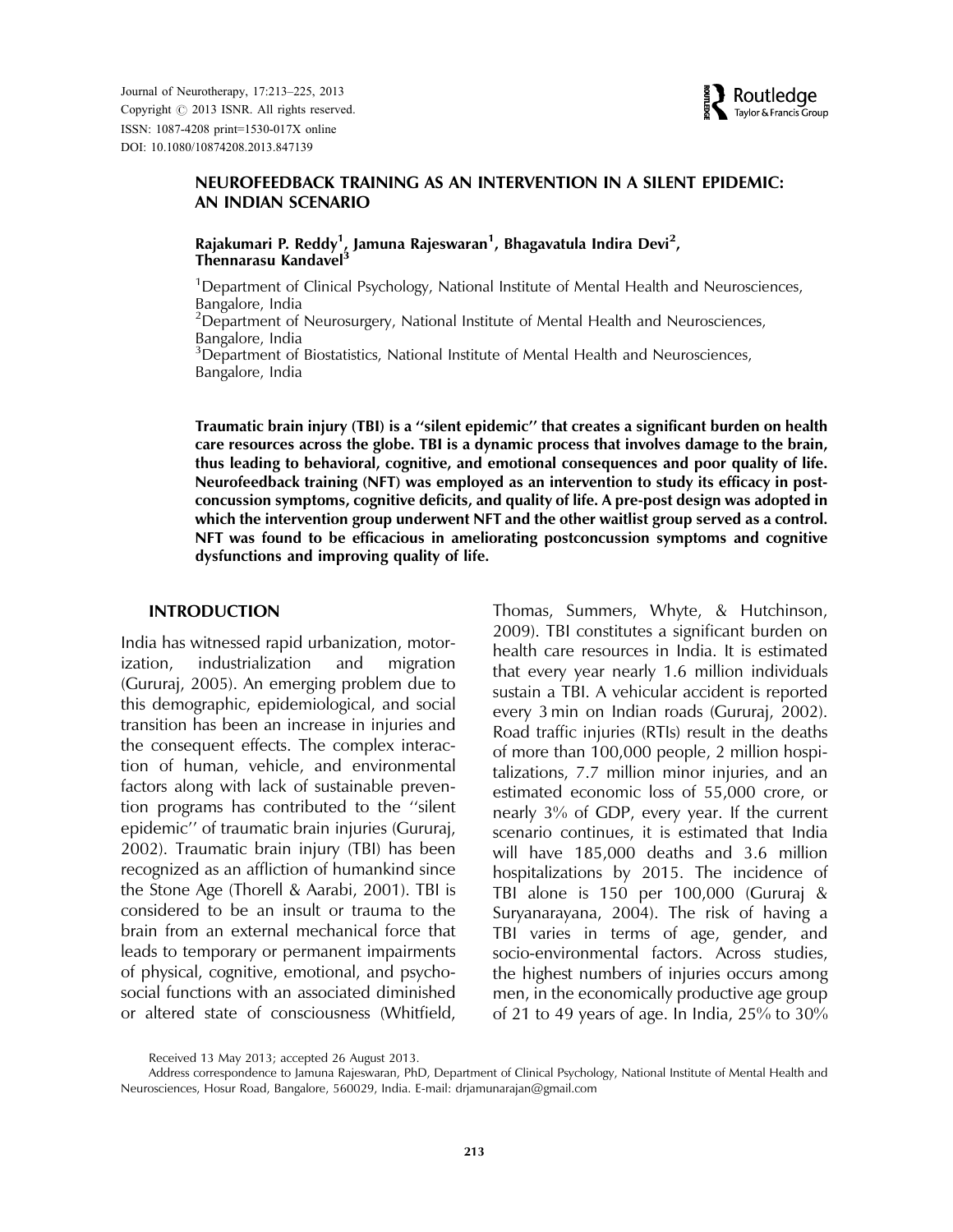# NEUROFEEDBACK TRAINING AS AN INTERVENTION IN A SILENT EPIDEMIC: AN INDIAN SCENARIO

**Rajakumari P. Reddy[1], Jamuna Rajeswaran[1], Bhagavatula Indira Devi[2], Thennarasu Kandavel[3]**

[1]Department of Clinical Psychology, National Institute of Mental Health and Neurosciences, Bangalore, India
[2]Department of Neurosurgery, National Institute of Mental Health and Neurosciences, Bangalore, India
[3]Department of Biostatistics, National Institute of Mental Health and Neurosciences, Bangalore, India

**Traumatic brain injury (TBI) is a "silent epidemic" that creates a significant burden on health care resources across the globe. TBI is a dynamic process that involves damage to the brain, thus leading to behavioral, cognitive, and emotional consequences and poor quality of life. Neurofeedback training (NFT) was employed as an intervention to study its efficacy in postconcussion symptoms, cognitive deficits, and quality of life. A pre-post design was adopted in which the intervention group underwent NFT and the other waitlist group served as a control. NFT was found to be efficacious in ameliorating postconcussion symptoms and cognitive dysfunctions and improving quality of life.**

## INTRODUCTION

India has witnessed rapid urbanization, motorization, industrialization and migration (Gururaj, 2005). An emerging problem due to this demographic, epidemiological, and social transition has been an increase in injuries and the consequent effects. The complex interaction of human, vehicle, and environmental factors along with lack of sustainable prevention programs has contributed to the "silent epidemic" of traumatic brain injuries (Gururaj, 2002). Traumatic brain injury (TBI) has been recognized as an affliction of humankind since the Stone Age (Thorell & Aarabi, 2001). TBI is considered to be an insult or trauma to the brain from an external mechanical force that leads to temporary or permanent impairments of physical, cognitive, emotional, and psychosocial functions with an associated diminished or altered state of consciousness (Whitfield, Thomas, Summers, Whyte, & Hutchinson, 2009). TBI constitutes a significant burden on health care resources in India. It is estimated that every year nearly 1.6 million individuals sustain a TBI. A vehicular accident is reported every 3 min on Indian roads (Gururaj, 2002). Road traffic injuries (RTIs) result in the deaths of more than 100,000 people, 2 million hospitalizations, 7.7 million minor injuries, and an estimated economic loss of 55,000 crore, or nearly 3% of GDP, every year. If the current scenario continues, it is estimated that India will have 185,000 deaths and 3.6 million hospitalizations by 2015. The incidence of TBI alone is 150 per 100,000 (Gururaj & Suryanarayana, 2004). The risk of having a TBI varies in terms of age, gender, and socio-environmental factors. Across studies, the highest numbers of injuries occurs among men, in the economically productive age group of 21 to 49 years of age. In India, 25% to 30%

Received 13 May 2013; accepted 26 August 2013.

Address correspondence to Jamuna Rajeswaran, PhD, Department of Clinical Psychology, National Institute of Mental Health and Neurosciences, Hosur Road, Bangalore, 560029, India. E-mail: drjamunarajan@gmail.com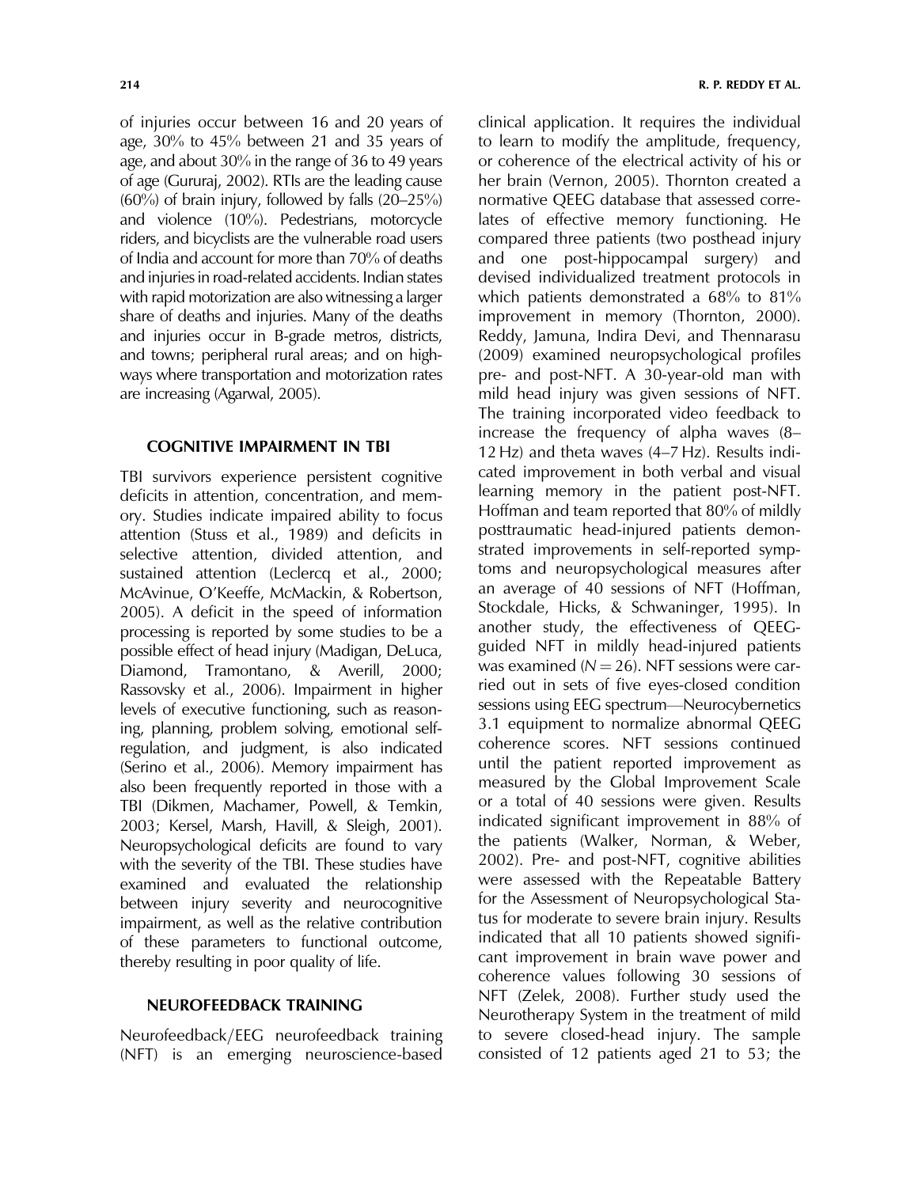of injuries occur between 16 and 20 years of age, 30% to 45% between 21 and 35 years of age, and about 30% in the range of 36 to 49 years of age (Gururaj, 2002). RTIs are the leading cause (60%) of brain injury, followed by falls (20–25%) and violence (10%). Pedestrians, motorcycle riders, and bicyclists are the vulnerable road users of India and account for more than 70% of deaths and injuries in road-related accidents. Indian states with rapid motorization are also witnessing a larger share of deaths and injuries. Many of the deaths and injuries occur in B-grade metros, districts, and towns; peripheral rural areas; and on highways where transportation and motorization rates are increasing (Agarwal, 2005).

## COGNITIVE IMPAIRMENT IN TBI

TBI survivors experience persistent cognitive deficits in attention, concentration, and memory. Studies indicate impaired ability to focus attention (Stuss et al., 1989) and deficits in selective attention, divided attention, and sustained attention (Leclercq et al., 2000; McAvinue, O'Keeffe, McMackin, & Robertson, 2005). A deficit in the speed of information processing is reported by some studies to be a possible effect of head injury (Madigan, DeLuca, Diamond, Tramontano, & Averill, 2000; Rassovsky et al., 2006). Impairment in higher levels of executive functioning, such as reasoning, planning, problem solving, emotional self-regulation, and judgment, is also indicated (Serino et al., 2006). Memory impairment has also been frequently reported in those with a TBI (Dikmen, Machamer, Powell, & Temkin, 2003; Kersel, Marsh, Havill, & Sleigh, 2001). Neuropsychological deficits are found to vary with the severity of the TBI. These studies have examined and evaluated the relationship between injury severity and neurocognitive impairment, as well as the relative contribution of these parameters to functional outcome, thereby resulting in poor quality of life.

## NEUROFEEDBACK TRAINING

Neurofeedback/EEG neurofeedback training (NFT) is an emerging neuroscience-based clinical application. It requires the individual to learn to modify the amplitude, frequency, or coherence of the electrical activity of his or her brain (Vernon, 2005). Thornton created a normative QEEG database that assessed correlates of effective memory functioning. He compared three patients (two posthead injury and one post-hippocampal surgery) and devised individualized treatment protocols in which patients demonstrated a 68% to 81% improvement in memory (Thornton, 2000). Reddy, Jamuna, Indira Devi, and Thennarasu (2009) examined neuropsychological profiles pre- and post-NFT. A 30-year-old man with mild head injury was given sessions of NFT. The training incorporated video feedback to increase the frequency of alpha waves (8–12 Hz) and theta waves (4–7 Hz). Results indicated improvement in both verbal and visual learning memory in the patient post-NFT. Hoffman and team reported that 80% of mildly posttraumatic head-injured patients demonstrated improvements in self-reported symptoms and neuropsychological measures after an average of 40 sessions of NFT (Hoffman, Stockdale, Hicks, & Schwaninger, 1995). In another study, the effectiveness of QEEG-guided NFT in mildly head-injured patients was examined ($N = 26$). NFT sessions were carried out in sets of five eyes-closed condition sessions using EEG spectrum—Neurocybernetics 3.1 equipment to normalize abnormal QEEG coherence scores. NFT sessions continued until the patient reported improvement as measured by the Global Improvement Scale or a total of 40 sessions were given. Results indicated significant improvement in 88% of the patients (Walker, Norman, & Weber, 2002). Pre- and post-NFT, cognitive abilities were assessed with the Repeatable Battery for the Assessment of Neuropsychological Status for moderate to severe brain injury. Results indicated that all 10 patients showed significant improvement in brain wave power and coherence values following 30 sessions of NFT (Zelek, 2008). Further study used the Neurotherapy System in the treatment of mild to severe closed-head injury. The sample consisted of 12 patients aged 21 to 53; the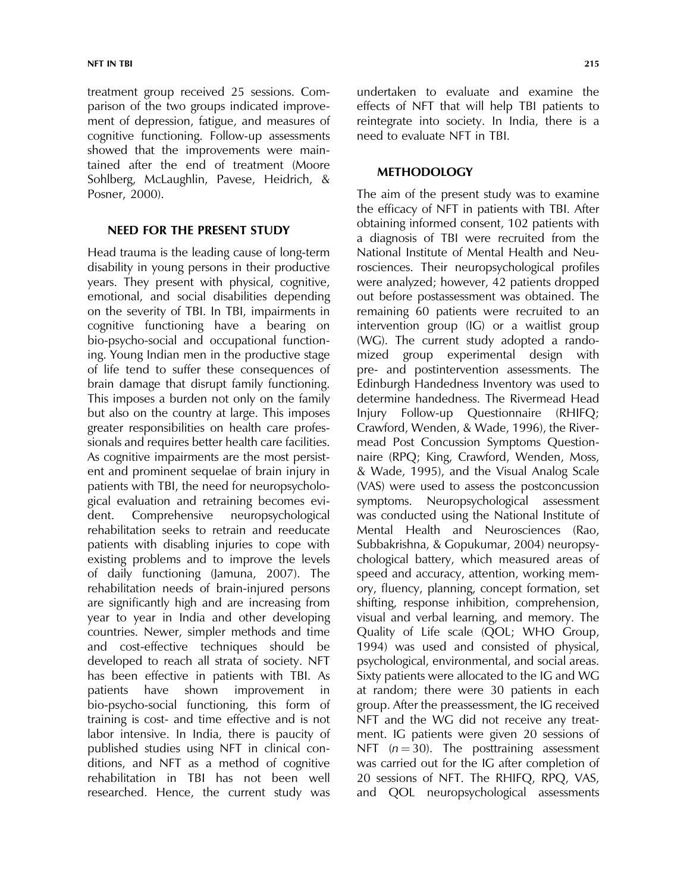treatment group received 25 sessions. Comparison of the two groups indicated improvement of depression, fatigue, and measures of cognitive functioning. Follow-up assessments showed that the improvements were maintained after the end of treatment (Moore Sohlberg, McLaughlin, Pavese, Heidrich, & Posner, 2000).

## NEED FOR THE PRESENT STUDY

Head trauma is the leading cause of long-term disability in young persons in their productive years. They present with physical, cognitive, emotional, and social disabilities depending on the severity of TBI. In TBI, impairments in cognitive functioning have a bearing on bio-psycho-social and occupational functioning. Young Indian men in the productive stage of life tend to suffer these consequences of brain damage that disrupt family functioning. This imposes a burden not only on the family but also on the country at large. This imposes greater responsibilities on health care professionals and requires better health care facilities. As cognitive impairments are the most persistent and prominent sequelae of brain injury in patients with TBI, the need for neuropsychological evaluation and retraining becomes evident. Comprehensive neuropsychological rehabilitation seeks to retrain and reeducate patients with disabling injuries to cope with existing problems and to improve the levels of daily functioning (Jamuna, 2007). The rehabilitation needs of brain-injured persons are significantly high and are increasing from year to year in India and other developing countries. Newer, simpler methods and time and cost-effective techniques should be developed to reach all strata of society. NFT has been effective in patients with TBI. As patients have shown improvement in bio-psycho-social functioning, this form of training is cost- and time effective and is not labor intensive. In India, there is paucity of published studies using NFT in clinical conditions, and NFT as a method of cognitive rehabilitation in TBI has not been well researched. Hence, the current study was undertaken to evaluate and examine the effects of NFT that will help TBI patients to reintegrate into society. In India, there is a need to evaluate NFT in TBI.

## METHODOLOGY

The aim of the present study was to examine the efficacy of NFT in patients with TBI. After obtaining informed consent, 102 patients with a diagnosis of TBI were recruited from the National Institute of Mental Health and Neurosciences. Their neuropsychological profiles were analyzed; however, 42 patients dropped out before postassessment was obtained. The remaining 60 patients were recruited to an intervention group (IG) or a waitlist group (WG). The current study adopted a randomized group experimental design with pre- and postintervention assessments. The Edinburgh Handedness Inventory was used to determine handedness. The Rivermead Head Injury Follow-up Questionnaire (RHIFQ; Crawford, Wenden, & Wade, 1996), the Rivermead Post Concussion Symptoms Questionnaire (RPQ; King, Crawford, Wenden, Moss, & Wade, 1995), and the Visual Analog Scale (VAS) were used to assess the postconcussion symptoms. Neuropsychological assessment was conducted using the National Institute of Mental Health and Neurosciences (Rao, Subbakrishna, & Gopukumar, 2004) neuropsychological battery, which measured areas of speed and accuracy, attention, working memory, fluency, planning, concept formation, set shifting, response inhibition, comprehension, visual and verbal learning, and memory. The Quality of Life scale (QOL; WHO Group, 1994) was used and consisted of physical, psychological, environmental, and social areas. Sixty patients were allocated to the IG and WG at random; there were 30 patients in each group. After the preassessment, the IG received NFT and the WG did not receive any treatment. IG patients were given 20 sessions of NFT ($n = 30$). The posttraining assessment was carried out for the IG after completion of 20 sessions of NFT. The RHIFQ, RPQ, VAS, and QOL neuropsychological assessments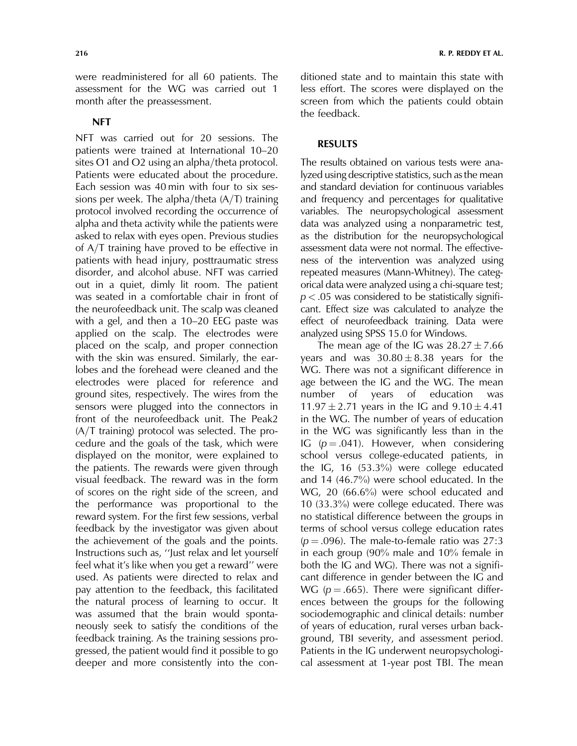were readministered for all 60 patients. The assessment for the WG was carried out 1 month after the preassessment.

### NFT

NFT was carried out for 20 sessions. The patients were trained at International 10–20 sites O1 and O2 using an alpha/theta protocol. Patients were educated about the procedure. Each session was 40 min with four to six sessions per week. The alpha/theta (A/T) training protocol involved recording the occurrence of alpha and theta activity while the patients were asked to relax with eyes open. Previous studies of A/T training have proved to be effective in patients with head injury, posttraumatic stress disorder, and alcohol abuse. NFT was carried out in a quiet, dimly lit room. The patient was seated in a comfortable chair in front of the neurofeedback unit. The scalp was cleaned with a gel, and then a 10–20 EEG paste was applied on the scalp. The electrodes were placed on the scalp, and proper connection with the skin was ensured. Similarly, the earlobes and the forehead were cleaned and the electrodes were placed for reference and ground sites, respectively. The wires from the sensors were plugged into the connectors in front of the neurofeedback unit. The Peak2 (A/T training) protocol was selected. The procedure and the goals of the task, which were displayed on the monitor, were explained to the patients. The rewards were given through visual feedback. The reward was in the form of scores on the right side of the screen, and the performance was proportional to the reward system. For the first few sessions, verbal feedback by the investigator was given about the achievement of the goals and the points. Instructions such as, ''Just relax and let yourself feel what it's like when you get a reward'' were used. As patients were directed to relax and pay attention to the feedback, this facilitated the natural process of learning to occur. It was assumed that the brain would spontaneously seek to satisfy the conditions of the feedback training. As the training sessions progressed, the patient would find it possible to go deeper and more consistently into the conditioned state and to maintain this state with less effort. The scores were displayed on the screen from which the patients could obtain the feedback.

## RESULTS

The results obtained on various tests were analyzed using descriptive statistics, such as the mean and standard deviation for continuous variables and frequency and percentages for qualitative variables. The neuropsychological assessment data was analyzed using a nonparametric test, as the distribution for the neuropsychological assessment data were not normal. The effectiveness of the intervention was analyzed using repeated measures (Mann-Whitney). The categorical data were analyzed using a chi-square test; $p < .05$ was considered to be statistically significant. Effect size was calculated to analyze the effect of neurofeedback training. Data were analyzed using SPSS 15.0 for Windows.

The mean age of the IG was $28.27 \pm 7.66$ years and was $30.80 \pm 8.38$ years for the WG. There was not a significant difference in age between the IG and the WG. The mean number of years of education was $11.97 \pm 2.71$ years in the IG and $9.10 \pm 4.41$ in the WG. The number of years of education in the WG was significantly less than in the IG ($p = .041$). However, when considering school versus college-educated patients, in the IG, 16 (53.3%) were college educated and 14 (46.7%) were school educated. In the WG, 20 (66.6%) were school educated and 10 (33.3%) were college educated. There was no statistical difference between the groups in terms of school versus college education rates ($p = .096$). The male-to-female ratio was 27:3 in each group (90% male and 10% female in both the IG and WG). There was not a significant difference in gender between the IG and WG ($p = .665$). There were significant differences between the groups for the following sociodemographic and clinical details: number of years of education, rural verses urban background, TBI severity, and assessment period. Patients in the IG underwent neuropsychological assessment at 1-year post TBI. The mean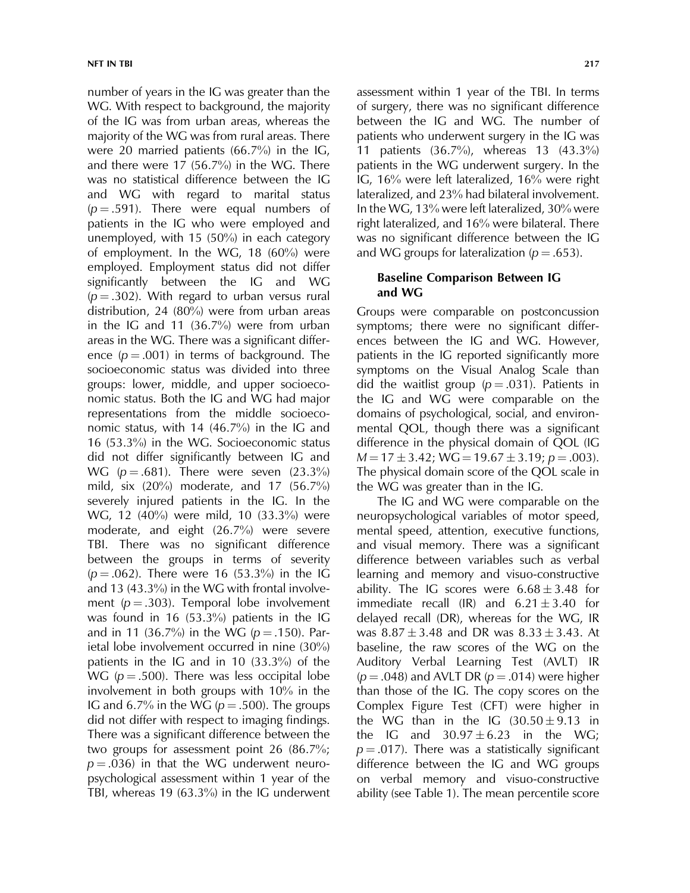number of years in the IG was greater than the WG. With respect to background, the majority of the IG was from urban areas, whereas the majority of the WG was from rural areas. There were 20 married patients (66.7%) in the IG, and there were 17 (56.7%) in the WG. There was no statistical difference between the IG and WG with regard to marital status ($p = .591$). There were equal numbers of patients in the IG who were employed and unemployed, with 15 (50%) in each category of employment. In the WG, 18 (60%) were employed. Employment status did not differ significantly between the IG and WG ($p = .302$). With regard to urban versus rural distribution, 24 (80%) were from urban areas in the IG and 11 (36.7%) were from urban areas in the WG. There was a significant difference ($p = .001$) in terms of background. The socioeconomic status was divided into three groups: lower, middle, and upper socioeconomic status. Both the IG and WG had major representations from the middle socioeconomic status, with 14 (46.7%) in the IG and 16 (53.3%) in the WG. Socioeconomic status did not differ significantly between IG and WG ($p = .681$). There were seven (23.3%) mild, six (20%) moderate, and 17 (56.7%) severely injured patients in the IG. In the WG, 12 (40%) were mild, 10 (33.3%) were moderate, and eight (26.7%) were severe TBI. There was no significant difference between the groups in terms of severity ($p = .062$). There were 16 (53.3%) in the IG and 13 (43.3%) in the WG with frontal involvement ($p = .303$). Temporal lobe involvement was found in 16 (53.3%) patients in the IG and in 11 (36.7%) in the WG ($p = .150$). Parietal lobe involvement occurred in nine (30%) patients in the IG and in 10 (33.3%) of the WG ($p = .500$). There was less occipital lobe involvement in both groups with 10% in the IG and 6.7% in the WG ($p = .500$). The groups did not differ with respect to imaging findings. There was a significant difference between the two groups for assessment point 26 (86.7%; $p = .036$) in that the WG underwent neuropsychological assessment within 1 year of the TBI, whereas 19 (63.3%) in the IG underwent assessment within 1 year of the TBI. In terms of surgery, there was no significant difference between the IG and WG. The number of patients who underwent surgery in the IG was 11 patients (36.7%), whereas 13 (43.3%) patients in the WG underwent surgery. In the IG, 16% were left lateralized, 16% were right lateralized, and 23% had bilateral involvement. In the WG, 13% were left lateralized, 30% were right lateralized, and 16% were bilateral. There was no significant difference between the IG and WG groups for lateralization ($p = .653$).

### Baseline Comparison Between IG and WG

Groups were comparable on postconcussion symptoms; there were no significant differences between the IG and WG. However, patients in the IG reported significantly more symptoms on the Visual Analog Scale than did the waitlist group ($p = .031$). Patients in the IG and WG were comparable on the domains of psychological, social, and environmental QOL, though there was a significant difference in the physical domain of QOL (IG $M = 17 \pm 3.42$; WG $= 19.67 \pm 3.19$; $p = .003$). The physical domain score of the QOL scale in the WG was greater than in the IG.

The IG and WG were comparable on the neuropsychological variables of motor speed, mental speed, attention, executive functions, and visual memory. There was a significant difference between variables such as verbal learning and memory and visuo-constructive ability. The IG scores were $6.68 \pm 3.48$ for immediate recall (IR) and $6.21 \pm 3.40$ for delayed recall (DR), whereas for the WG, IR was $8.87 \pm 3.48$ and DR was $8.33 \pm 3.43$. At baseline, the raw scores of the WG on the Auditory Verbal Learning Test (AVLT) IR ($p = .048$) and AVLT DR ($p = .014$) were higher than those of the IG. The copy scores on the Complex Figure Test (CFT) were higher in the WG than in the IG ($30.50 \pm 9.13$ in the IG and $30.97 \pm 6.23$ in the WG; $p = .017$). There was a statistically significant difference between the IG and WG groups on verbal memory and visuo-constructive ability (see Table 1). The mean percentile score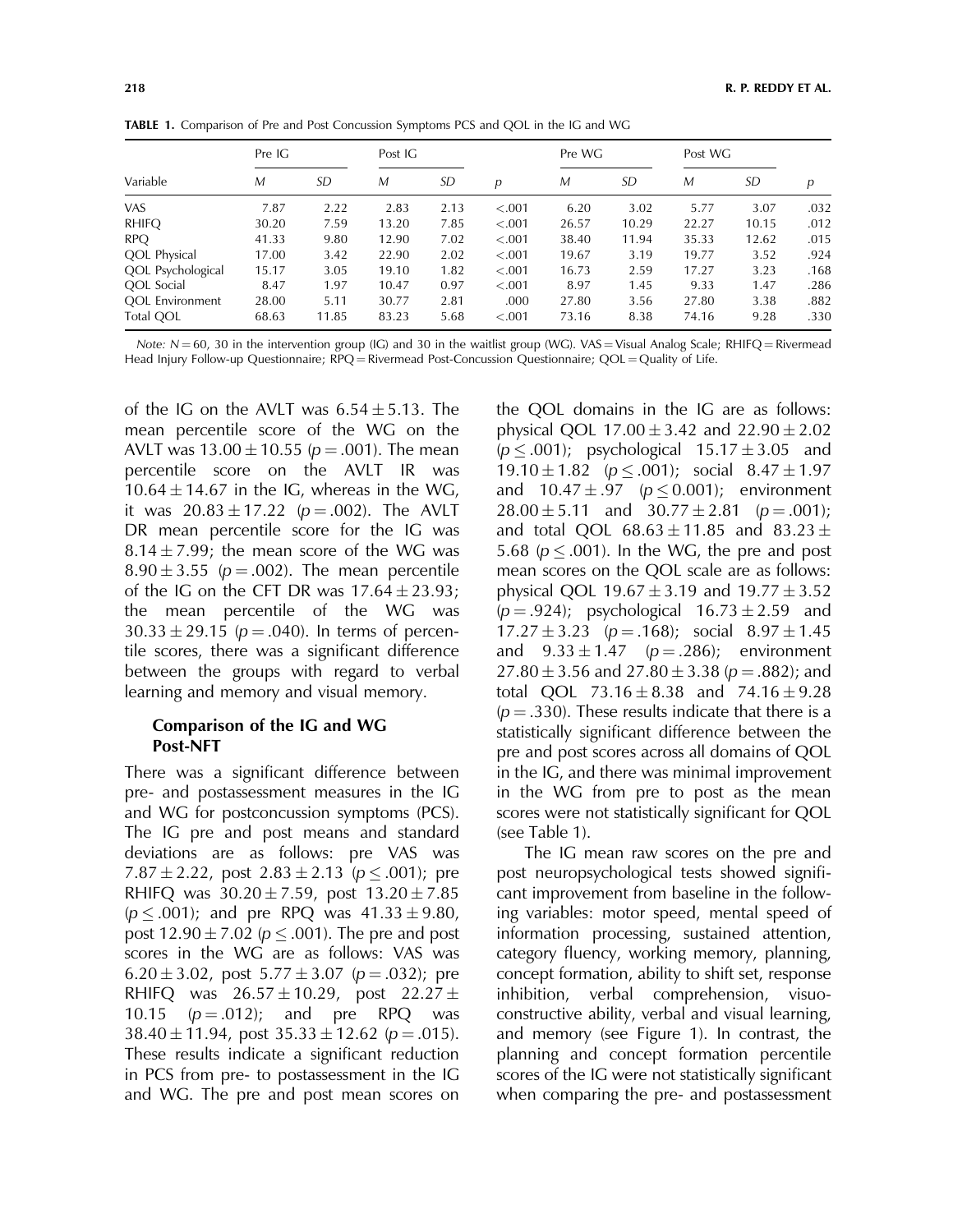**TABLE 1.** Comparison of Pre and Post Concussion Symptoms PCS and QOL in the IG and WG

| Variable | Pre IG | | Post IG | | | Pre WG | | Post WG | | |
|---|---|---|---|---|---|---|---|---|---|---|
| | *M* | *SD* | *M* | *SD* | *p* | *M* | *SD* | *M* | *SD* | *p* |
| VAS | 7.87 | 2.22 | 2.83 | 2.13 | <.001 | 6.20 | 3.02 | 5.77 | 3.07 | .032 |
| RHIFQ | 30.20 | 7.59 | 13.20 | 7.85 | <.001 | 26.57 | 10.29 | 22.27 | 10.15 | .012 |
| RPQ | 41.33 | 9.80 | 12.90 | 7.02 | <.001 | 38.40 | 11.94 | 35.33 | 12.62 | .015 |
| QOL Physical | 17.00 | 3.42 | 22.90 | 2.02 | <.001 | 19.67 | 3.19 | 19.77 | 3.52 | .924 |
| QOL Psychological | 15.17 | 3.05 | 19.10 | 1.82 | <.001 | 16.73 | 2.59 | 17.27 | 3.23 | .168 |
| QOL Social | 8.47 | 1.97 | 10.47 | 0.97 | <.001 | 8.97 | 1.45 | 9.33 | 1.47 | .286 |
| QOL Environment | 28.00 | 5.11 | 30.77 | 2.81 | .000 | 27.80 | 3.56 | 27.80 | 3.38 | .882 |
| Total QOL | 68.63 | 11.85 | 83.23 | 5.68 | <.001 | 73.16 | 8.38 | 74.16 | 9.28 | .330 |

*Note: N* = 60, 30 in the intervention group (IG) and 30 in the waitlist group (WG). VAS = Visual Analog Scale; RHIFQ = Rivermead Head Injury Follow-up Questionnaire; RPQ = Rivermead Post-Concussion Questionnaire; QOL = Quality of Life.

of the IG on the AVLT was $6.54 \pm 5.13$. The mean percentile score of the WG on the AVLT was $13.00 \pm 10.55$ ($p = .001$). The mean percentile score on the AVLT IR was $10.64 \pm 14.67$ in the IG, whereas in the WG, it was $20.83 \pm 17.22$ ($p = .002$). The AVLT DR mean percentile score for the IG was $8.14 \pm 7.99$; the mean score of the WG was $8.90 \pm 3.55$ ($p = .002$). The mean percentile of the IG on the CFT DR was $17.64 \pm 23.93$; the mean percentile of the WG was $30.33 \pm 29.15$ ($p = .040$). In terms of percentile scores, there was a significant difference between the groups with regard to verbal learning and memory and visual memory.

### Comparison of the IG and WG Post-NFT

There was a significant difference between pre- and postassessment measures in the IG and WG for postconcussion symptoms (PCS). The IG pre and post means and standard deviations are as follows: pre VAS was $7.87 \pm 2.22$, post $2.83 \pm 2.13$ ($p \leq .001$); pre RHIFQ was $30.20 \pm 7.59$, post $13.20 \pm 7.85$ ($p \leq .001$); and pre RPQ was $41.33 \pm 9.80$, post $12.90 \pm 7.02$ ($p \leq .001$). The pre and post scores in the WG are as follows: VAS was $6.20 \pm 3.02$, post $5.77 \pm 3.07$ ($p = .032$); pre RHIFQ was $26.57 \pm 10.29$, post $22.27 \pm 10.15$ ($p = .012$); and pre RPQ was $38.40 \pm 11.94$, post $35.33 \pm 12.62$ ($p = .015$). These results indicate a significant reduction in PCS from pre- to postassessment in the IG and WG. The pre and post mean scores on the QOL domains in the IG are as follows: physical QOL $17.00 \pm 3.42$ and $22.90 \pm 2.02$ ($p \leq .001$); psychological $15.17 \pm 3.05$ and $19.10 \pm 1.82$ ($p \leq .001$); social $8.47 \pm 1.97$ and $10.47 \pm .97$ ($p \leq 0.001$); environment $28.00 \pm 5.11$ and $30.77 \pm 2.81$ ($p = .001$); and total QOL $68.63 \pm 11.85$ and $83.23 \pm 5.68$ ($p \leq .001$). In the WG, the pre and post mean scores on the QOL scale are as follows: physical QOL $19.67 \pm 3.19$ and $19.77 \pm 3.52$ ($p = .924$); psychological $16.73 \pm 2.59$ and $17.27 \pm 3.23$ ($p = .168$); social $8.97 \pm 1.45$ and $9.33 \pm 1.47$ ($p = .286$); environment $27.80 \pm 3.56$ and $27.80 \pm 3.38$ ($p = .882$); and total QOL $73.16 \pm 8.38$ and $74.16 \pm 9.28$ ($p = .330$). These results indicate that there is a statistically significant difference between the pre and post scores across all domains of QOL in the IG, and there was minimal improvement in the WG from pre to post as the mean scores were not statistically significant for QOL (see Table 1).

The IG mean raw scores on the pre and post neuropsychological tests showed significant improvement from baseline in the following variables: motor speed, mental speed of information processing, sustained attention, category fluency, working memory, planning, concept formation, ability to shift set, response inhibition, verbal comprehension, visuo-constructive ability, verbal and visual learning, and memory (see Figure 1). In contrast, the planning and concept formation percentile scores of the IG were not statistically significant when comparing the pre- and postassessment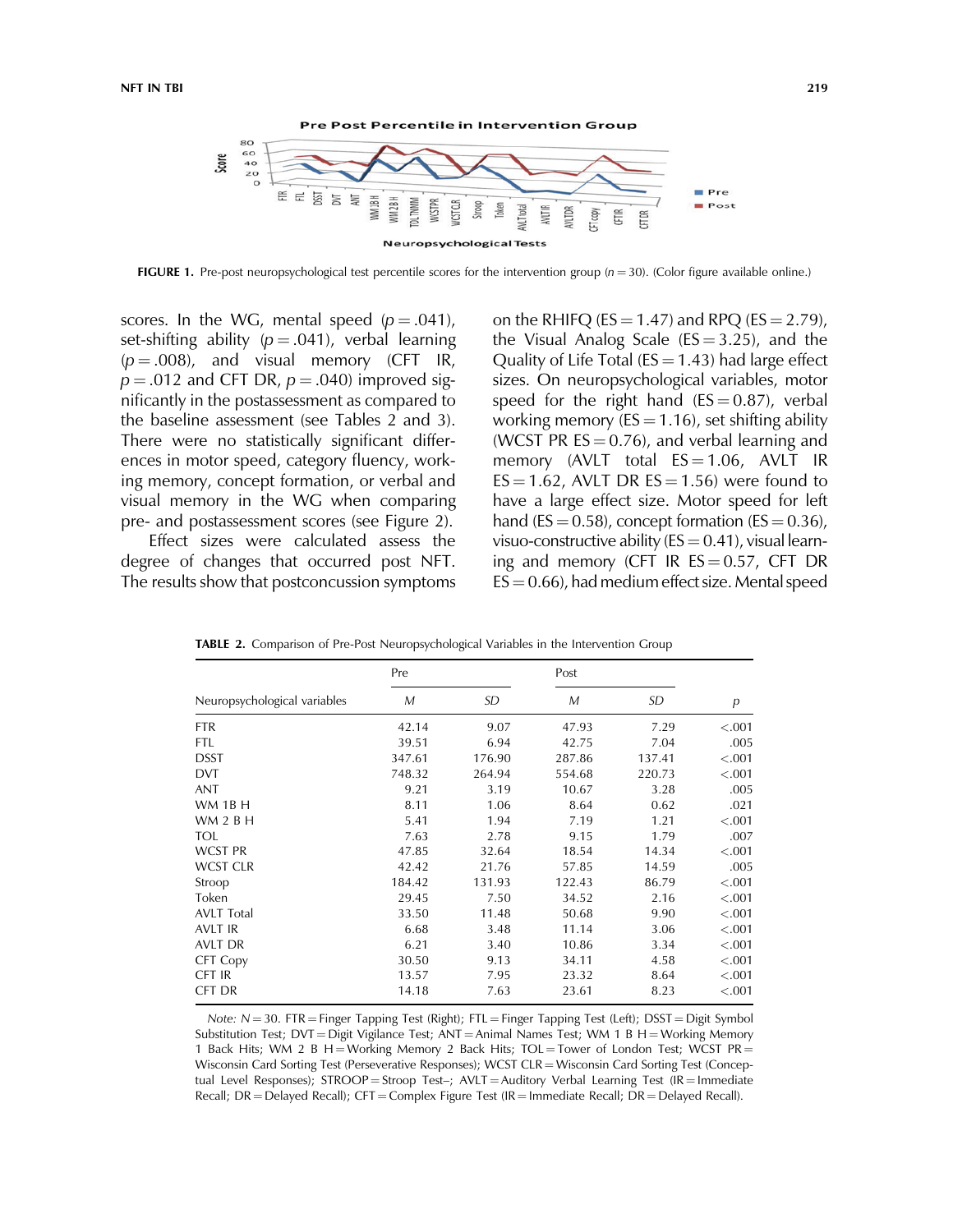FIGURE 1. Pre-post neuropsychological test percentile scores for the intervention group ($n = 30$). (Color figure available online.)

scores. In the WG, mental speed ($p = .041$), set-shifting ability ($p = .041$), verbal learning ($p = .008$), and visual memory (CFT IR, $p = .012$ and CFT DR, $p = .040$) improved significantly in the postassessment as compared to the baseline assessment (see Tables 2 and 3). There were no statistically significant differences in motor speed, category fluency, working memory, concept formation, or verbal and visual memory in the WG when comparing pre- and postassessment scores (see Figure 2).

Effect sizes were calculated assess the degree of changes that occurred post NFT. The results show that postconcussion symptoms on the RHIFQ (ES = 1.47) and RPQ (ES = 2.79), the Visual Analog Scale (ES = 3.25), and the Quality of Life Total (ES = 1.43) had large effect sizes. On neuropsychological variables, motor speed for the right hand (ES = 0.87), verbal working memory (ES = 1.16), set shifting ability (WCST PR ES = 0.76), and verbal learning and memory (AVLT total ES = 1.06, AVLT IR ES = 1.62, AVLT DR ES = 1.56) were found to have a large effect size. Motor speed for left hand (ES = 0.58), concept formation (ES = 0.36), visuo-constructive ability (ES = 0.41), visual learning and memory (CFT IR ES = 0.57, CFT DR ES = 0.66), had medium effect size. Mental speed

TABLE 2. Comparison of Pre-Post Neuropsychological Variables in the Intervention Group

| Neuropsychological variables | Pre *M* | Pre *SD* | Post *M* | Post *SD* | *p* |
|---|---|---|---|---|---|
| FTR | 42.14 | 9.07 | 47.93 | 7.29 | <.001 |
| FTL | 39.51 | 6.94 | 42.75 | 7.04 | .005 |
| DSST | 347.61 | 176.90 | 287.86 | 137.41 | <.001 |
| DVT | 748.32 | 264.94 | 554.68 | 220.73 | <.001 |
| ANT | 9.21 | 3.19 | 10.67 | 3.28 | .005 |
| WM 1B H | 8.11 | 1.06 | 8.64 | 0.62 | .021 |
| WM 2 B H | 5.41 | 1.94 | 7.19 | 1.21 | <.001 |
| TOL | 7.63 | 2.78 | 9.15 | 1.79 | .007 |
| WCST PR | 47.85 | 32.64 | 18.54 | 14.34 | <.001 |
| WCST CLR | 42.42 | 21.76 | 57.85 | 14.59 | .005 |
| Stroop | 184.42 | 131.93 | 122.43 | 86.79 | <.001 |
| Token | 29.45 | 7.50 | 34.52 | 2.16 | <.001 |
| AVLT Total | 33.50 | 11.48 | 50.68 | 9.90 | <.001 |
| AVLT IR | 6.68 | 3.48 | 11.14 | 3.06 | <.001 |
| AVLT DR | 6.21 | 3.40 | 10.86 | 3.34 | <.001 |
| CFT Copy | 30.50 | 9.13 | 34.11 | 4.58 | <.001 |
| CFT IR | 13.57 | 7.95 | 23.32 | 8.64 | <.001 |
| CFT DR | 14.18 | 7.63 | 23.61 | 8.23 | <.001 |

*Note:* $N = 30$. FTR = Finger Tapping Test (Right); FTL = Finger Tapping Test (Left); DSST = Digit Symbol Substitution Test; DVT = Digit Vigilance Test; ANT = Animal Names Test; WM 1 B H = Working Memory 1 Back Hits; WM 2 B H = Working Memory 2 Back Hits; TOL = Tower of London Test; WCST PR = Wisconsin Card Sorting Test (Perseverative Responses); WCST CLR = Wisconsin Card Sorting Test (Conceptual Level Responses); STROOP = Stroop Test–; AVLT = Auditory Verbal Learning Test (IR = Immediate Recall; DR = Delayed Recall); CFT = Complex Figure Test (IR = Immediate Recall; DR = Delayed Recall).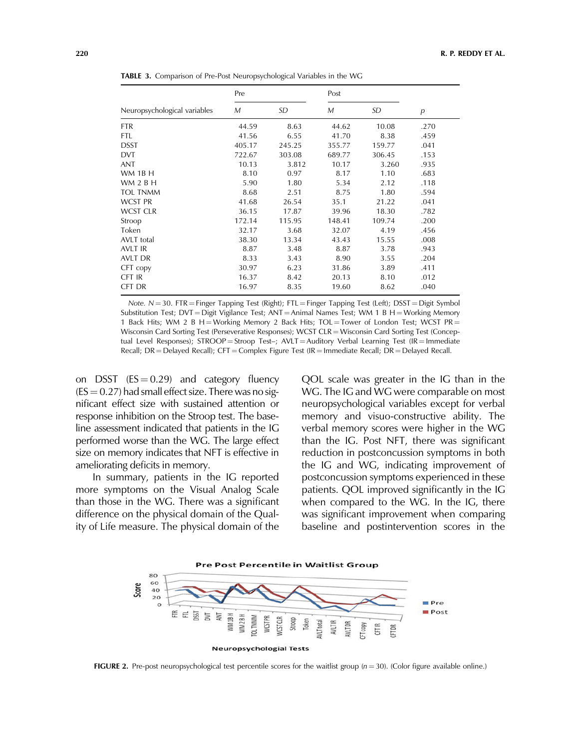**TABLE 3.** Comparison of Pre-Post Neuropsychological Variables in the WG

| Neuropsychological variables | Pre | | Post | | |
|---|---|---|---|---|---|
| | *M* | *SD* | *M* | *SD* | *p* |
| FTR | 44.59 | 8.63 | 44.62 | 10.08 | .270 |
| FTL | 41.56 | 6.55 | 41.70 | 8.38 | .459 |
| DSST | 405.17 | 245.25 | 355.77 | 159.77 | .041 |
| DVT | 722.67 | 303.08 | 689.77 | 306.45 | .153 |
| ANT | 10.13 | 3.812 | 10.17 | 3.260 | .935 |
| WM 1B H | 8.10 | 0.97 | 8.17 | 1.10 | .683 |
| WM 2 B H | 5.90 | 1.80 | 5.34 | 2.12 | .118 |
| TOL TNMM | 8.68 | 2.51 | 8.75 | 1.80 | .594 |
| WCST PR | 41.68 | 26.54 | 35.1 | 21.22 | .041 |
| WCST CLR | 36.15 | 17.87 | 39.96 | 18.30 | .782 |
| Stroop | 172.14 | 115.95 | 148.41 | 109.74 | .200 |
| Token | 32.17 | 3.68 | 32.07 | 4.19 | .456 |
| AVLT total | 38.30 | 13.34 | 43.43 | 15.55 | .008 |
| AVLT IR | 8.87 | 3.48 | 8.87 | 3.78 | .943 |
| AVLT DR | 8.33 | 3.43 | 8.90 | 3.55 | .204 |
| CFT copy | 30.97 | 6.23 | 31.86 | 3.89 | .411 |
| CFT IR | 16.37 | 8.42 | 20.13 | 8.10 | .012 |
| CFT DR | 16.97 | 8.35 | 19.60 | 8.62 | .040 |

*Note.* $N = 30$. FTR = Finger Tapping Test (Right); FTL = Finger Tapping Test (Left); DSST = Digit Symbol Substitution Test; DVT = Digit Vigilance Test; ANT = Animal Names Test; WM 1 B H = Working Memory 1 Back Hits; WM 2 B H = Working Memory 2 Back Hits; TOL = Tower of London Test; WCST PR = Wisconsin Card Sorting Test (Perseverative Responses); WCST CLR = Wisconsin Card Sorting Test (Conceptual Level Responses); STROOP = Stroop Test–; AVLT = Auditory Verbal Learning Test (IR = Immediate Recall; DR = Delayed Recall); CFT = Complex Figure Test (IR = Immediate Recall; DR = Delayed Recall.

on DSST (ES = 0.29) and category fluency (ES = 0.27) had small effect size. There was no significant effect size with sustained attention or response inhibition on the Stroop test. The baseline assessment indicated that patients in the IG performed worse than the WG. The large effect size on memory indicates that NFT is effective in ameliorating deficits in memory.

In summary, patients in the IG reported more symptoms on the Visual Analog Scale than those in the WG. There was a significant difference on the physical domain of the Quality of Life measure. The physical domain of the QOL scale was greater in the IG than in the WG. The IG and WG were comparable on most neuropsychological variables except for verbal memory and visuo-constructive ability. The verbal memory scores were higher in the WG than the IG. Post NFT, there was significant reduction in postconcussion symptoms in both the IG and WG, indicating improvement of postconcussion symptoms experienced in these patients. QOL improved significantly in the IG when compared to the WG. In the IG, there was significant improvement when comparing baseline and postintervention scores in the

**FIGURE 2.** Pre-post neuropsychological test percentile scores for the waitlist group ($n = 30$). (Color figure available online.)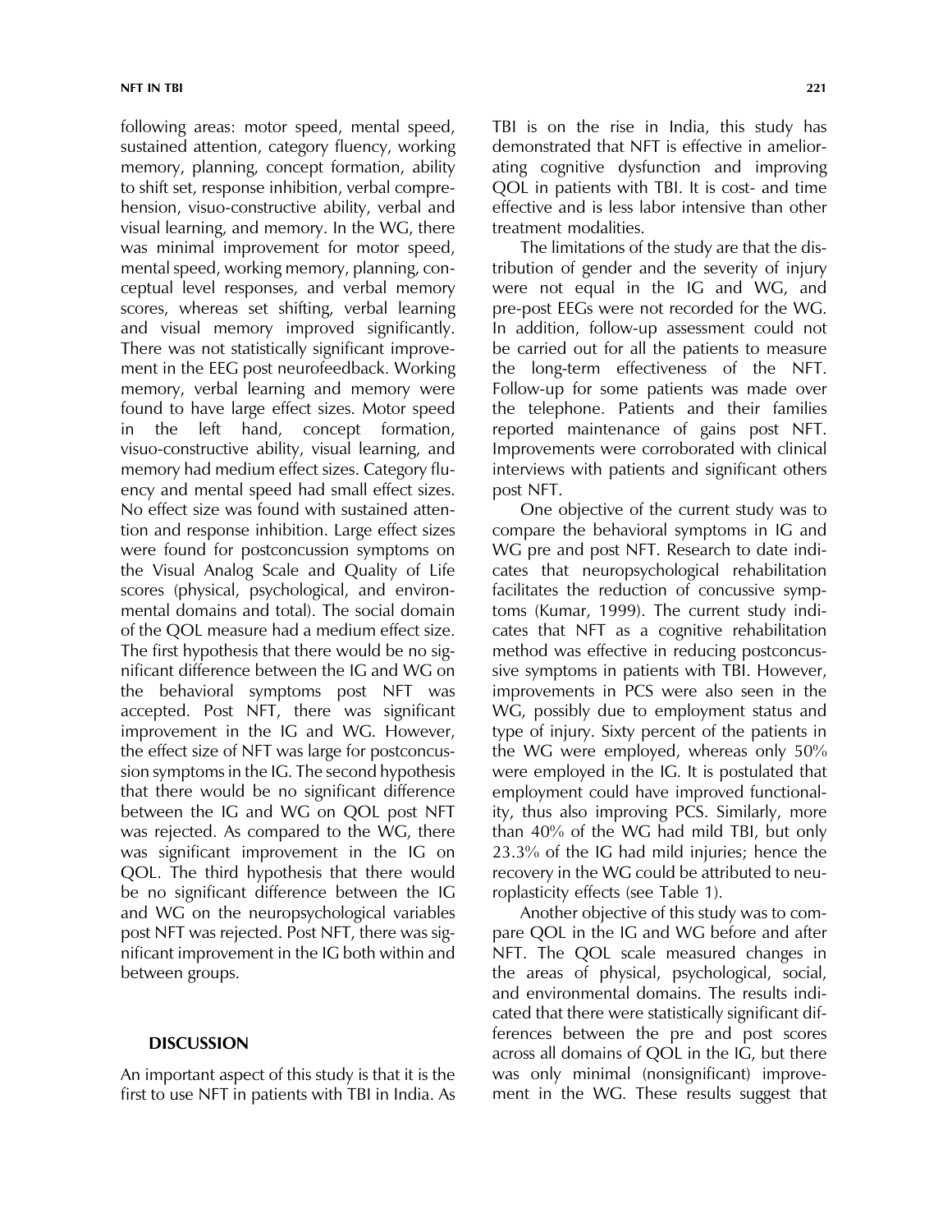following areas: motor speed, mental speed, sustained attention, category fluency, working memory, planning, concept formation, ability to shift set, response inhibition, verbal comprehension, visuo-constructive ability, verbal and visual learning, and memory. In the WG, there was minimal improvement for motor speed, mental speed, working memory, planning, conceptual level responses, and verbal memory scores, whereas set shifting, verbal learning and visual memory improved significantly. There was not statistically significant improvement in the EEG post neurofeedback. Working memory, verbal learning and memory were found to have large effect sizes. Motor speed in the left hand, concept formation, visuo-constructive ability, visual learning, and memory had medium effect sizes. Category fluency and mental speed had small effect sizes. No effect size was found with sustained attention and response inhibition. Large effect sizes were found for postconcussion symptoms on the Visual Analog Scale and Quality of Life scores (physical, psychological, and environmental domains and total). The social domain of the QOL measure had a medium effect size. The first hypothesis that there would be no significant difference between the IG and WG on the behavioral symptoms post NFT was accepted. Post NFT, there was significant improvement in the IG and WG. However, the effect size of NFT was large for postconcussion symptoms in the IG. The second hypothesis that there would be no significant difference between the IG and WG on QOL post NFT was rejected. As compared to the WG, there was significant improvement in the IG on QOL. The third hypothesis that there would be no significant difference between the IG and WG on the neuropsychological variables post NFT was rejected. Post NFT, there was significant improvement in the IG both within and between groups.

## DISCUSSION

An important aspect of this study is that it is the first to use NFT in patients with TBI in India. As TBI is on the rise in India, this study has demonstrated that NFT is effective in ameliorating cognitive dysfunction and improving QOL in patients with TBI. It is cost- and time effective and is less labor intensive than other treatment modalities.

The limitations of the study are that the distribution of gender and the severity of injury were not equal in the IG and WG, and pre-post EEGs were not recorded for the WG. In addition, follow-up assessment could not be carried out for all the patients to measure the long-term effectiveness of the NFT. Follow-up for some patients was made over the telephone. Patients and their families reported maintenance of gains post NFT. Improvements were corroborated with clinical interviews with patients and significant others post NFT.

One objective of the current study was to compare the behavioral symptoms in IG and WG pre and post NFT. Research to date indicates that neuropsychological rehabilitation facilitates the reduction of concussive symptoms (Kumar, 1999). The current study indicates that NFT as a cognitive rehabilitation method was effective in reducing postconcussive symptoms in patients with TBI. However, improvements in PCS were also seen in the WG, possibly due to employment status and type of injury. Sixty percent of the patients in the WG were employed, whereas only 50% were employed in the IG. It is postulated that employment could have improved functionality, thus also improving PCS. Similarly, more than 40% of the WG had mild TBI, but only 23.3% of the IG had mild injuries; hence the recovery in the WG could be attributed to neuroplasticity effects (see Table 1).

Another objective of this study was to compare QOL in the IG and WG before and after NFT. The QOL scale measured changes in the areas of physical, psychological, social, and environmental domains. The results indicated that there were statistically significant differences between the pre and post scores across all domains of QOL in the IG, but there was only minimal (nonsignificant) improvement in the WG. These results suggest that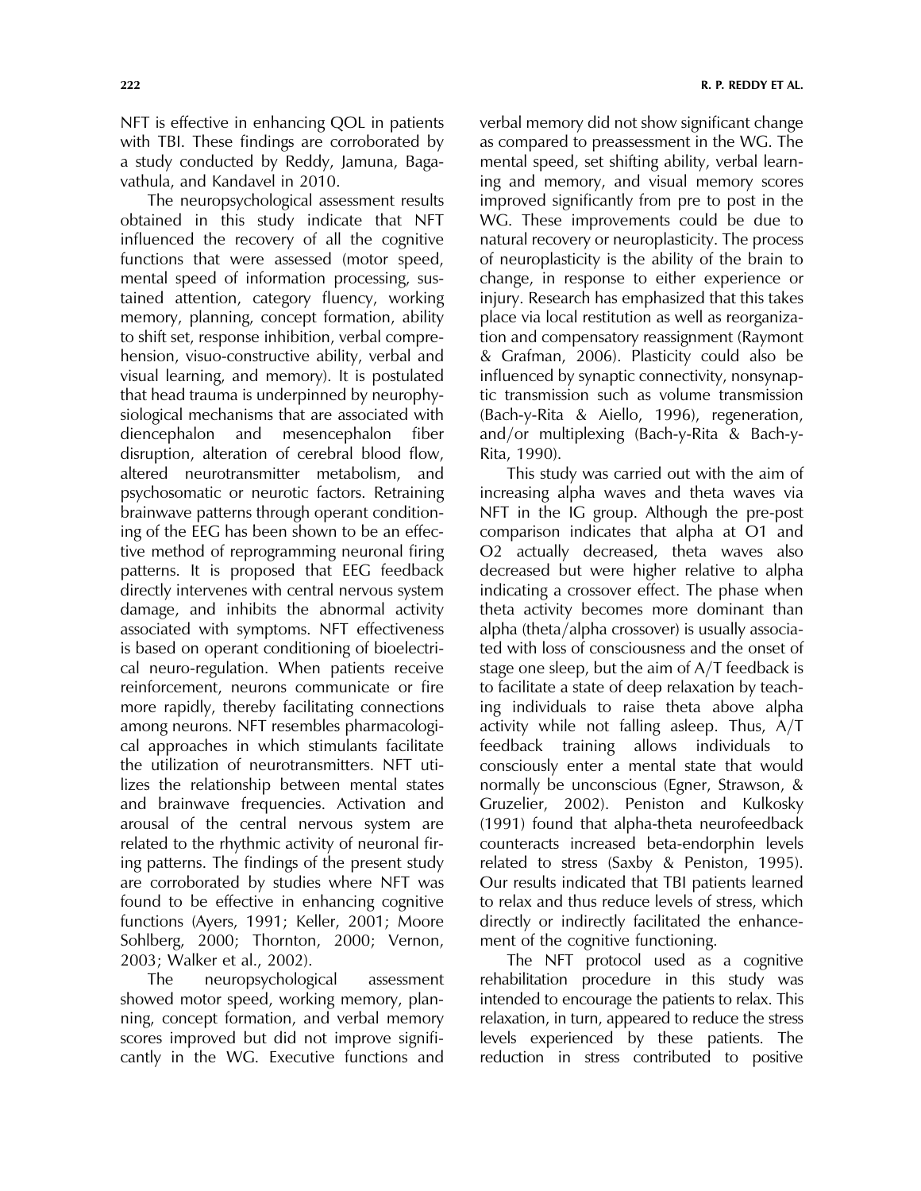NFT is effective in enhancing QOL in patients with TBI. These findings are corroborated by a study conducted by Reddy, Jamuna, Bagavathula, and Kandavel in 2010.

The neuropsychological assessment results obtained in this study indicate that NFT influenced the recovery of all the cognitive functions that were assessed (motor speed, mental speed of information processing, sustained attention, category fluency, working memory, planning, concept formation, ability to shift set, response inhibition, verbal comprehension, visuo-constructive ability, verbal and visual learning, and memory). It is postulated that head trauma is underpinned by neurophysiological mechanisms that are associated with diencephalon and mesencephalon fiber disruption, alteration of cerebral blood flow, altered neurotransmitter metabolism, and psychosomatic or neurotic factors. Retraining brainwave patterns through operant conditioning of the EEG has been shown to be an effective method of reprogramming neuronal firing patterns. It is proposed that EEG feedback directly intervenes with central nervous system damage, and inhibits the abnormal activity associated with symptoms. NFT effectiveness is based on operant conditioning of bioelectrical neuro-regulation. When patients receive reinforcement, neurons communicate or fire more rapidly, thereby facilitating connections among neurons. NFT resembles pharmacological approaches in which stimulants facilitate the utilization of neurotransmitters. NFT utilizes the relationship between mental states and brainwave frequencies. Activation and arousal of the central nervous system are related to the rhythmic activity of neuronal firing patterns. The findings of the present study are corroborated by studies where NFT was found to be effective in enhancing cognitive functions (Ayers, 1991; Keller, 2001; Moore Sohlberg, 2000; Thornton, 2000; Vernon, 2003; Walker et al., 2002).

The neuropsychological assessment showed motor speed, working memory, planning, concept formation, and verbal memory scores improved but did not improve significantly in the WG. Executive functions and verbal memory did not show significant change as compared to preassessment in the WG. The mental speed, set shifting ability, verbal learning and memory, and visual memory scores improved significantly from pre to post in the WG. These improvements could be due to natural recovery or neuroplasticity. The process of neuroplasticity is the ability of the brain to change, in response to either experience or injury. Research has emphasized that this takes place via local restitution as well as reorganization and compensatory reassignment (Raymont & Grafman, 2006). Plasticity could also be influenced by synaptic connectivity, nonsynaptic transmission such as volume transmission (Bach-y-Rita & Aiello, 1996), regeneration, and/or multiplexing (Bach-y-Rita & Bach-y-Rita, 1990).

This study was carried out with the aim of increasing alpha waves and theta waves via NFT in the IG group. Although the pre-post comparison indicates that alpha at O1 and O2 actually decreased, theta waves also decreased but were higher relative to alpha indicating a crossover effect. The phase when theta activity becomes more dominant than alpha (theta/alpha crossover) is usually associated with loss of consciousness and the onset of stage one sleep, but the aim of A/T feedback is to facilitate a state of deep relaxation by teaching individuals to raise theta above alpha activity while not falling asleep. Thus, A/T feedback training allows individuals to consciously enter a mental state that would normally be unconscious (Egner, Strawson, & Gruzelier, 2002). Peniston and Kulkosky (1991) found that alpha-theta neurofeedback counteracts increased beta-endorphin levels related to stress (Saxby & Peniston, 1995). Our results indicated that TBI patients learned to relax and thus reduce levels of stress, which directly or indirectly facilitated the enhancement of the cognitive functioning.

The NFT protocol used as a cognitive rehabilitation procedure in this study was intended to encourage the patients to relax. This relaxation, in turn, appeared to reduce the stress levels experienced by these patients. The reduction in stress contributed to positive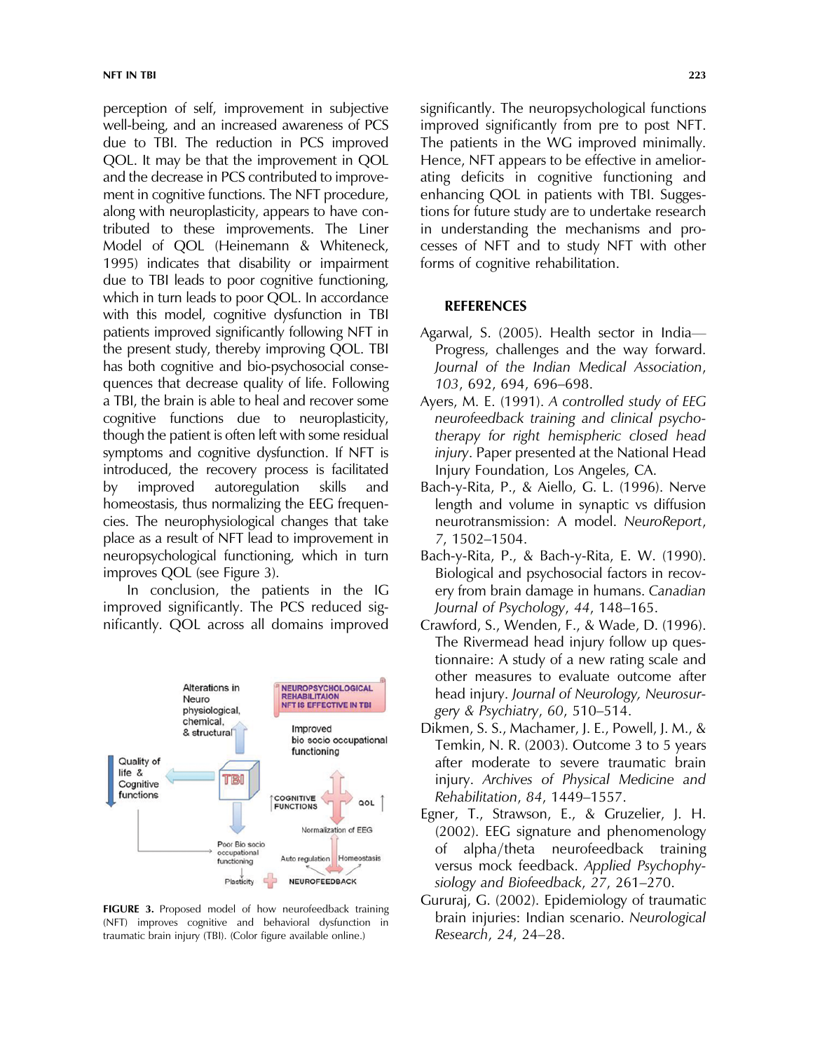perception of self, improvement in subjective well-being, and an increased awareness of PCS due to TBI. The reduction in PCS improved QOL. It may be that the improvement in QOL and the decrease in PCS contributed to improvement in cognitive functions. The NFT procedure, along with neuroplasticity, appears to have contributed to these improvements. The Liner Model of QOL (Heinemann & Whiteneck, 1995) indicates that disability or impairment due to TBI leads to poor cognitive functioning, which in turn leads to poor QOL. In accordance with this model, cognitive dysfunction in TBI patients improved significantly following NFT in the present study, thereby improving QOL. TBI has both cognitive and bio-psychosocial consequences that decrease quality of life. Following a TBI, the brain is able to heal and recover some cognitive functions due to neuroplasticity, though the patient is often left with some residual symptoms and cognitive dysfunction. If NFT is introduced, the recovery process is facilitated by improved autoregulation skills and homeostasis, thus normalizing the EEG frequencies. The neurophysiological changes that take place as a result of NFT lead to improvement in neuropsychological functioning, which in turn improves QOL (see Figure 3).

In conclusion, the patients in the IG improved significantly. The PCS reduced significantly. QOL across all domains improved significantly. The neuropsychological functions improved significantly from pre to post NFT. The patients in the WG improved minimally. Hence, NFT appears to be effective in ameliorating deficits in cognitive functioning and enhancing QOL in patients with TBI. Suggestions for future study are to undertake research in understanding the mechanisms and processes of NFT and to study NFT with other forms of cognitive rehabilitation.

**FIGURE 3.** Proposed model of how neurofeedback training (NFT) improves cognitive and behavioral dysfunction in traumatic brain injury (TBI). (Color figure available online.)

## REFERENCES

Agarwal, S. (2005). Health sector in India—Progress, challenges and the way forward. *Journal of the Indian Medical Association*, *103*, 692, 694, 696–698.

Ayers, M. E. (1991). *A controlled study of EEG neurofeedback training and clinical psychotherapy for right hemispheric closed head injury*. Paper presented at the National Head Injury Foundation, Los Angeles, CA.

Bach-y-Rita, P., & Aiello, G. L. (1996). Nerve length and volume in synaptic vs diffusion neurotransmission: A model. *NeuroReport*, *7*, 1502–1504.

Bach-y-Rita, P., & Bach-y-Rita, E. W. (1990). Biological and psychosocial factors in recovery from brain damage in humans. *Canadian Journal of Psychology*, *44*, 148–165.

Crawford, S., Wenden, F., & Wade, D. (1996). The Rivermead head injury follow up questionnaire: A study of a new rating scale and other measures to evaluate outcome after head injury. *Journal of Neurology, Neurosurgery & Psychiatry*, *60*, 510–514.

Dikmen, S. S., Machamer, J. E., Powell, J. M., & Temkin, N. R. (2003). Outcome 3 to 5 years after moderate to severe traumatic brain injury. *Archives of Physical Medicine and Rehabilitation*, *84*, 1449–1557.

Egner, T., Strawson, E., & Gruzelier, J. H. (2002). EEG signature and phenomenology of alpha/theta neurofeedback training versus mock feedback. *Applied Psychophysiology and Biofeedback*, *27*, 261–270.

Gururaj, G. (2002). Epidemiology of traumatic brain injuries: Indian scenario. *Neurological Research*, *24*, 24–28.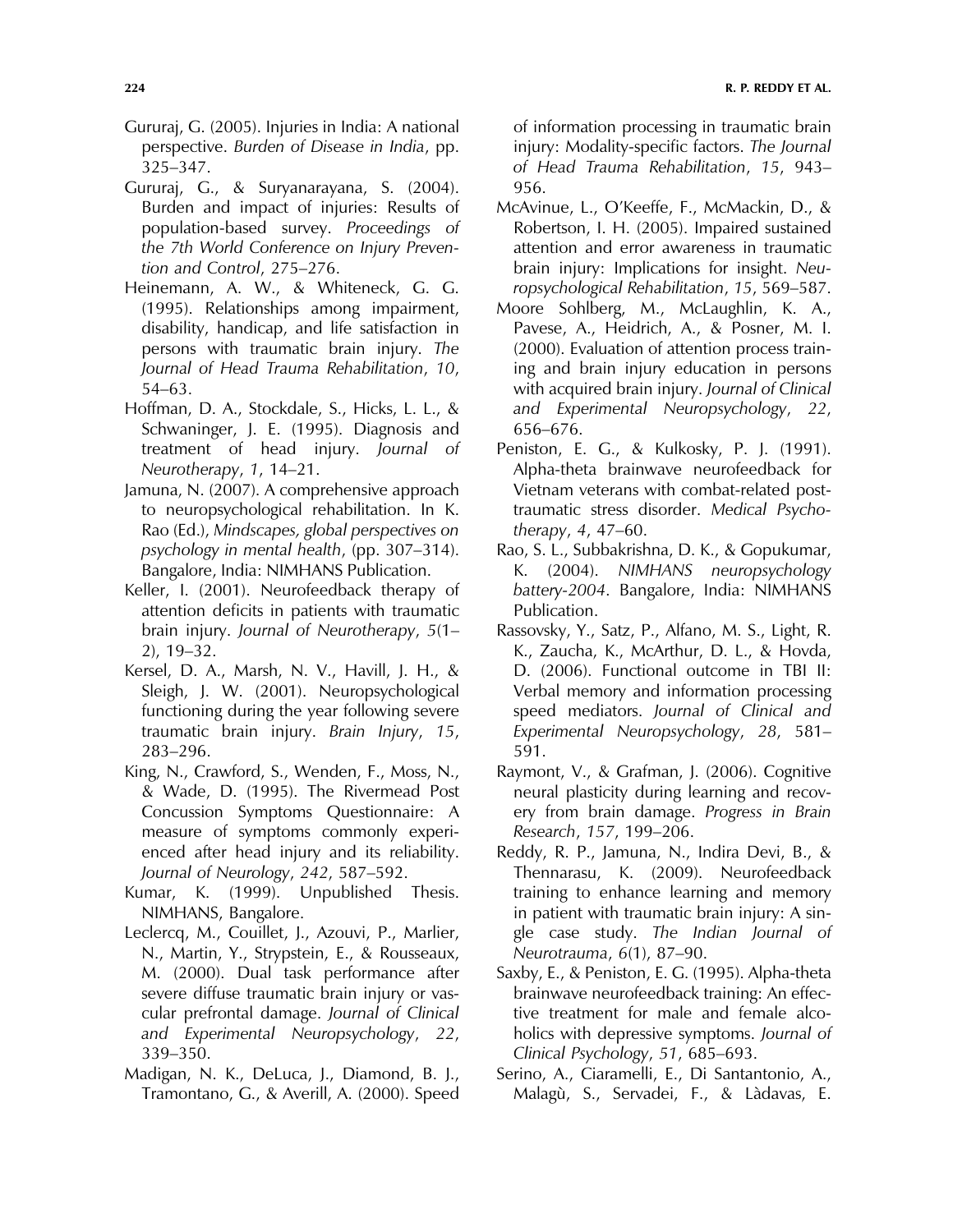Gururaj, G. (2005). Injuries in India: A national perspective. *Burden of Disease in India*, pp. 325–347.

Gururaj, G., & Suryanarayana, S. (2004). Burden and impact of injuries: Results of population-based survey. *Proceedings of the 7th World Conference on Injury Prevention and Control*, 275–276.

Heinemann, A. W., & Whiteneck, G. G. (1995). Relationships among impairment, disability, handicap, and life satisfaction in persons with traumatic brain injury. *The Journal of Head Trauma Rehabilitation*, *10*, 54–63.

Hoffman, D. A., Stockdale, S., Hicks, L. L., & Schwaninger, J. E. (1995). Diagnosis and treatment of head injury. *Journal of Neurotherapy*, *1*, 14–21.

Jamuna, N. (2007). A comprehensive approach to neuropsychological rehabilitation. In K. Rao (Ed.), *Mindscapes, global perspectives on psychology in mental health*, (pp. 307–314). Bangalore, India: NIMHANS Publication.

Keller, I. (2001). Neurofeedback therapy of attention deficits in patients with traumatic brain injury. *Journal of Neurotherapy*, *5*(1–2), 19–32.

Kersel, D. A., Marsh, N. V., Havill, J. H., & Sleigh, J. W. (2001). Neuropsychological functioning during the year following severe traumatic brain injury. *Brain Injury*, *15*, 283–296.

King, N., Crawford, S., Wenden, F., Moss, N., & Wade, D. (1995). The Rivermead Post Concussion Symptoms Questionnaire: A measure of symptoms commonly experienced after head injury and its reliability. *Journal of Neurology*, *242*, 587–592.

Kumar, K. (1999). Unpublished Thesis. NIMHANS, Bangalore.

Leclercq, M., Couillet, J., Azouvi, P., Marlier, N., Martin, Y., Strypstein, E., & Rousseaux, M. (2000). Dual task performance after severe diffuse traumatic brain injury or vascular prefrontal damage. *Journal of Clinical and Experimental Neuropsychology*, *22*, 339–350.

Madigan, N. K., DeLuca, J., Diamond, B. J., Tramontano, G., & Averill, A. (2000). Speed of information processing in traumatic brain injury: Modality-specific factors. *The Journal of Head Trauma Rehabilitation*, *15*, 943–956.

McAvinue, L., O'Keeffe, F., McMackin, D., & Robertson, I. H. (2005). Impaired sustained attention and error awareness in traumatic brain injury: Implications for insight. *Neuropsychological Rehabilitation*, *15*, 569–587.

Moore Sohlberg, M., McLaughlin, K. A., Pavese, A., Heidrich, A., & Posner, M. I. (2000). Evaluation of attention process training and brain injury education in persons with acquired brain injury. *Journal of Clinical and Experimental Neuropsychology*, *22*, 656–676.

Peniston, E. G., & Kulkosky, P. J. (1991). Alpha-theta brainwave neurofeedback for Vietnam veterans with combat-related post-traumatic stress disorder. *Medical Psychotherapy*, *4*, 47–60.

Rao, S. L., Subbakrishna, D. K., & Gopukumar, K. (2004). *NIMHANS neuropsychology battery-2004*. Bangalore, India: NIMHANS Publication.

Rassovsky, Y., Satz, P., Alfano, M. S., Light, R. K., Zaucha, K., McArthur, D. L., & Hovda, D. (2006). Functional outcome in TBI II: Verbal memory and information processing speed mediators. *Journal of Clinical and Experimental Neuropsychology*, *28*, 581–591.

Raymont, V., & Grafman, J. (2006). Cognitive neural plasticity during learning and recovery from brain damage. *Progress in Brain Research*, *157*, 199–206.

Reddy, R. P., Jamuna, N., Indira Devi, B., & Thennarasu, K. (2009). Neurofeedback training to enhance learning and memory in patient with traumatic brain injury: A single case study. *The Indian Journal of Neurotrauma*, *6*(1), 87–90.

Saxby, E., & Peniston, E. G. (1995). Alpha-theta brainwave neurofeedback training: An effective treatment for male and female alcoholics with depressive symptoms. *Journal of Clinical Psychology*, *51*, 685–693.

Serino, A., Ciaramelli, E., Di Santantonio, A., Malagù, S., Servadei, F., & Làdavas, E.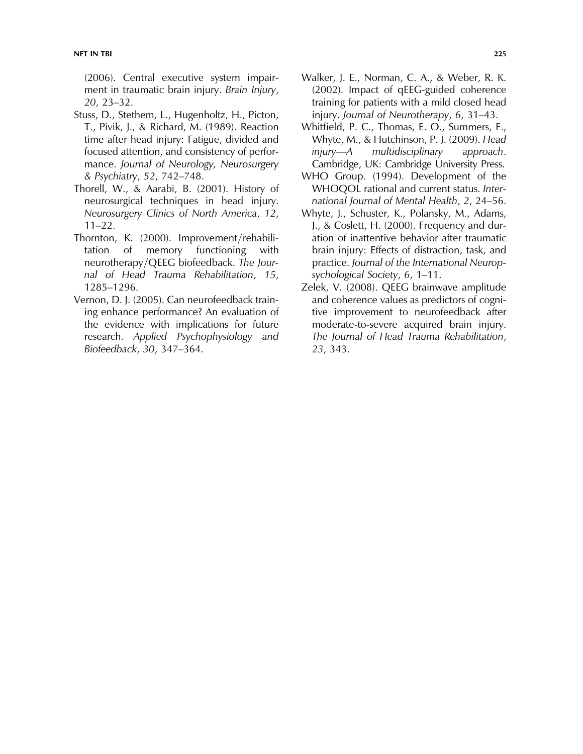(2006). Central executive system impairment in traumatic brain injury. *Brain Injury*, *20*, 23–32.

Stuss, D., Stethem, L., Hugenholtz, H., Picton, T., Pivik, J., & Richard, M. (1989). Reaction time after head injury: Fatigue, divided and focused attention, and consistency of performance. *Journal of Neurology, Neurosurgery & Psychiatry*, *52*, 742–748.

Thorell, W., & Aarabi, B. (2001). History of neurosurgical techniques in head injury. *Neurosurgery Clinics of North America*, *12*, 11–22.

Thornton, K. (2000). Improvement/rehabilitation of memory functioning with neurotherapy/QEEG biofeedback. *The Journal of Head Trauma Rehabilitation*, *15*, 1285–1296.

Vernon, D. J. (2005). Can neurofeedback training enhance performance? An evaluation of the evidence with implications for future research. *Applied Psychophysiology and Biofeedback*, *30*, 347–364.

Walker, J. E., Norman, C. A., & Weber, R. K. (2002). Impact of qEEG-guided coherence training for patients with a mild closed head injury. *Journal of Neurotherapy*, *6*, 31–43.

Whitfield, P. C., Thomas, E. O., Summers, F., Whyte, M., & Hutchinson, P. J. (2009). *Head injury—A multidisciplinary approach*. Cambridge, UK: Cambridge University Press.

WHO Group. (1994). Development of the WHOQOL rational and current status. *International Journal of Mental Health*, *2*, 24–56.

Whyte, J., Schuster, K., Polansky, M., Adams, J., & Coslett, H. (2000). Frequency and duration of inattentive behavior after traumatic brain injury: Effects of distraction, task, and practice. *Journal of the International Neuropsychological Society*, *6*, 1–11.

Zelek, V. (2008). QEEG brainwave amplitude and coherence values as predictors of cognitive improvement to neurofeedback after moderate-to-severe acquired brain injury. *The Journal of Head Trauma Rehabilitation*, *23*, 343.